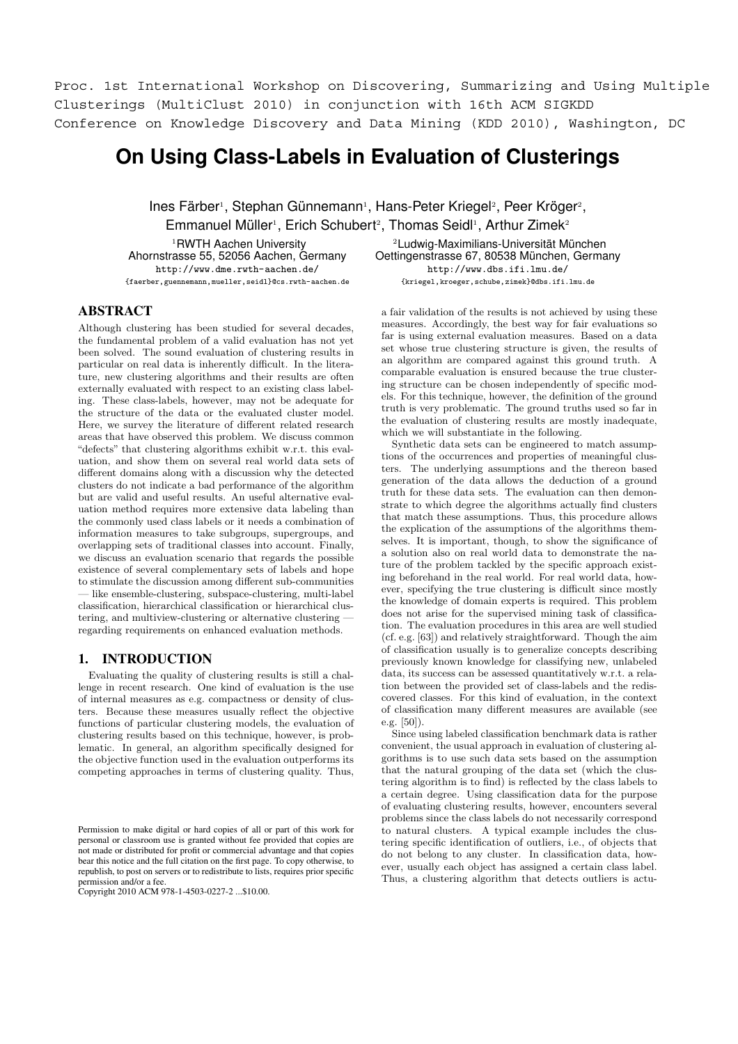Proc. 1st International Workshop on Discovering, Summarizing and Using Multiple Clusterings (MultiClust 2010) in conjunction with 16th ACM SIGKDD Conference on Knowledge Discovery and Data Mining (KDD 2010), Washington, DC

# On Using Class-Labels in Evaluation of Clusterings

Ines Färber[1], Stephan Günnemann[1], Hans-Peter Kriegel[2], Peer Kröger[2], Emmanuel Müller[1], Erich Schubert[2], Thomas Seidl[1], Arthur Zimek[2]

[1]RWTH Aachen University
Ahornstrasse 55, 52056 Aachen, Germany
http://www.dme.rwth-aachen.de/
{faerber,guennemann,mueller,seidl}@cs.rwth-aachen.de

[2]Ludwig-Maximilians-Universität München
Oettingenstrasse 67, 80538 München, Germany
http://www.dbs.ifi.lmu.de/
{kriegel,kroeger,schube,zimek}@dbs.ifi.lmu.de

## ABSTRACT

Although clustering has been studied for several decades, the fundamental problem of a valid evaluation has not yet been solved. The sound evaluation of clustering results in particular on real data is inherently difficult. In the literature, new clustering algorithms and their results are often externally evaluated with respect to an existing class labeling. These class-labels, however, may not be adequate for the structure of the data or the evaluated cluster model. Here, we survey the literature of different related research areas that have observed this problem. We discuss common "defects" that clustering algorithms exhibit w.r.t. this evaluation, and show them on several real world data sets of different domains along with a discussion why the detected clusters do not indicate a bad performance of the algorithm but are valid and useful results. An useful alternative evaluation method requires more extensive data labeling than the commonly used class labels or it needs a combination of information measures to take subgroups, supergroups, and overlapping sets of traditional classes into account. Finally, we discuss an evaluation scenario that regards the possible existence of several complementary sets of labels and hope to stimulate the discussion among different sub-communities — like ensemble-clustering, subspace-clustering, multi-label classification, hierarchical classification or hierarchical clustering, and multiview-clustering or alternative clustering — regarding requirements on enhanced evaluation methods.

## 1. INTRODUCTION

Evaluating the quality of clustering results is still a challenge in recent research. One kind of evaluation is the use of internal measures as e.g. compactness or density of clusters. Because these measures usually reflect the objective functions of particular clustering models, the evaluation of clustering results based on this technique, however, is problematic. In general, an algorithm specifically designed for the objective function used in the evaluation outperforms its competing approaches in terms of clustering quality. Thus, a fair validation of the results is not achieved by using these measures. Accordingly, the best way for fair evaluations so far is using external evaluation measures. Based on a data set whose true clustering structure is given, the results of an algorithm are compared against this ground truth. A comparable evaluation is ensured because the true clustering structure can be chosen independently of specific models. For this technique, however, the definition of the ground truth is very problematic. The ground truths used so far in the evaluation of clustering results are mostly inadequate, which we will substantiate in the following.

Synthetic data sets can be engineered to match assumptions of the occurrences and properties of meaningful clusters. The underlying assumptions and the thereon based generation of the data allows the deduction of a ground truth for these data sets. The evaluation can then demonstrate to which degree the algorithms actually find clusters that match these assumptions. Thus, this procedure allows the explication of the assumptions of the algorithms themselves. It is important, though, to show the significance of a solution also on real world data to demonstrate the nature of the problem tackled by the specific approach existing beforehand in the real world. For real world data, however, specifying the true clustering is difficult since mostly the knowledge of domain experts is required. This problem does not arise for the supervised mining task of classification. The evaluation procedures in this area are well studied (cf. e.g. [63]) and relatively straightforward. Though the aim of classification usually is to generalize concepts describing previously known knowledge for classifying new, unlabeled data, its success can be assessed quantitatively w.r.t. a relation between the provided set of class-labels and the rediscovered classes. For this kind of evaluation, in the context of classification many different measures are available (see e.g. [50]).

Since using labeled classification benchmark data is rather convenient, the usual approach in evaluation of clustering algorithms is to use such data sets based on the assumption that the natural grouping of the data set (which the clustering algorithm is to find) is reflected by the class labels to a certain degree. Using classification data for the purpose of evaluating clustering results, however, encounters several problems since the class labels do not necessarily correspond to natural clusters. A typical example includes the clustering specific identification of outliers, i.e., of objects that do not belong to any cluster. In classification data, however, usually each object has assigned a certain class label. Thus, a clustering algorithm that detects outliers is actu-

Permission to make digital or hard copies of all or part of this work for personal or classroom use is granted without fee provided that copies are not made or distributed for profit or commercial advantage and that copies bear this notice and the full citation on the first page. To copy otherwise, to republish, to post on servers or to redistribute to lists, requires prior specific permission and/or a fee.
Copyright 2010 ACM 978-1-4503-0227-2 ...$10.00.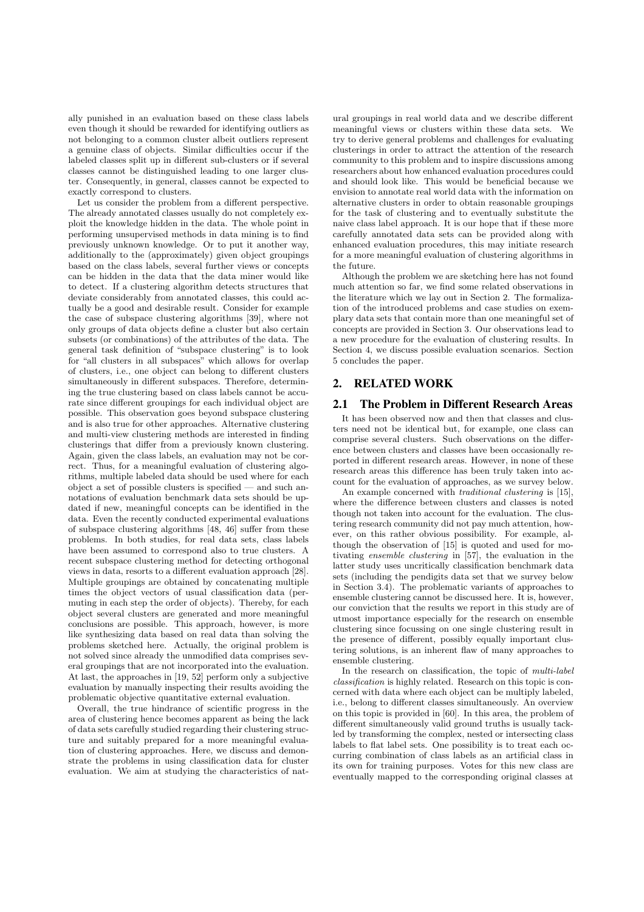ally punished in an evaluation based on these class labels even though it should be rewarded for identifying outliers as not belonging to a common cluster albeit outliers represent a genuine class of objects. Similar difficulties occur if the labeled classes split up in different sub-clusters or if several classes cannot be distinguished leading to one larger cluster. Consequently, in general, classes cannot be expected to exactly correspond to clusters.

Let us consider the problem from a different perspective. The already annotated classes usually do not completely exploit the knowledge hidden in the data. The whole point in performing unsupervised methods in data mining is to find previously unknown knowledge. Or to put it another way, additionally to the (approximately) given object groupings based on the class labels, several further views or concepts can be hidden in the data that the data miner would like to detect. If a clustering algorithm detects structures that deviate considerably from annotated classes, this could actually be a good and desirable result. Consider for example the case of subspace clustering algorithms [39], where not only groups of data objects define a cluster but also certain subsets (or combinations) of the attributes of the data. The general task definition of "subspace clustering" is to look for "all clusters in all subspaces" which allows for overlap of clusters, i.e., one object can belong to different clusters simultaneously in different subspaces. Therefore, determining the true clustering based on class labels cannot be accurate since different groupings for each individual object are possible. This observation goes beyond subspace clustering and is also true for other approaches. Alternative clustering and multi-view clustering methods are interested in finding clusterings that differ from a previously known clustering. Again, given the class labels, an evaluation may not be correct. Thus, for a meaningful evaluation of clustering algorithms, multiple labeled data should be used where for each object a set of possible clusters is specified — and such annotations of evaluation benchmark data sets should be updated if new, meaningful concepts can be identified in the data. Even the recently conducted experimental evaluations of subspace clustering algorithms [48, 46] suffer from these problems. In both studies, for real data sets, class labels have been assumed to correspond also to true clusters. A recent subspace clustering method for detecting orthogonal views in data, resorts to a different evaluation approach [28]. Multiple groupings are obtained by concatenating multiple times the object vectors of usual classification data (permuting in each step the order of objects). Thereby, for each object several clusters are generated and more meaningful conclusions are possible. This approach, however, is more like synthesizing data based on real data than solving the problems sketched here. Actually, the original problem is not solved since already the unmodified data comprises several groupings that are not incorporated into the evaluation. At last, the approaches in [19, 52] perform only a subjective evaluation by manually inspecting their results avoiding the problematic objective quantitative external evaluation.

Overall, the true hindrance of scientific progress in the area of clustering hence becomes apparent as being the lack of data sets carefully studied regarding their clustering structure and suitably prepared for a more meaningful evaluation of clustering approaches. Here, we discuss and demonstrate the problems in using classification data for cluster evaluation. We aim at studying the characteristics of natural groupings in real world data and we describe different meaningful views or clusters within these data sets. We try to derive general problems and challenges for evaluating clusterings in order to attract the attention of the research community to this problem and to inspire discussions among researchers about how enhanced evaluation procedures could and should look like. This would be beneficial because we envision to annotate real world data with the information on alternative clusters in order to obtain reasonable groupings for the task of clustering and to eventually substitute the naive class label approach. It is our hope that if these more carefully annotated data sets can be provided along with enhanced evaluation procedures, this may initiate research for a more meaningful evaluation of clustering algorithms in the future.

Although the problem we are sketching here has not found much attention so far, we find some related observations in the literature which we lay out in Section 2. The formalization of the introduced problems and case studies on exemplary data sets that contain more than one meaningful set of concepts are provided in Section 3. Our observations lead to a new procedure for the evaluation of clustering results. In Section 4, we discuss possible evaluation scenarios. Section 5 concludes the paper.

## 2. RELATED WORK

### 2.1 The Problem in Different Research Areas

It has been observed now and then that classes and clusters need not be identical but, for example, one class can comprise several clusters. Such observations on the difference between clusters and classes have been occasionally reported in different research areas. However, in none of these research areas this difference has been truly taken into account for the evaluation of approaches, as we survey below.

An example concerned with *traditional clustering* is [15], where the difference between clusters and classes is noted though not taken into account for the evaluation. The clustering research community did not pay much attention, however, on this rather obvious possibility. For example, although the observation of [15] is quoted and used for motivating *ensemble clustering* in [57], the evaluation in the latter study uses uncritically classification benchmark data sets (including the pendigits data set that we survey below in Section 3.4). The problematic variants of approaches to ensemble clustering cannot be discussed here. It is, however, our conviction that the results we report in this study are of utmost importance especially for the research on ensemble clustering since focussing on one single clustering result in the presence of different, possibly equally important clustering solutions, is an inherent flaw of many approaches to ensemble clustering.

In the research on classification, the topic of *multi-label classification* is highly related. Research on this topic is concerned with data where each object can be multiply labeled, i.e., belong to different classes simultaneously. An overview on this topic is provided in [60]. In this area, the problem of different simultaneously valid ground truths is usually tackled by transforming the complex, nested or intersecting class labels to flat label sets. One possibility is to treat each occurring combination of class labels as an artificial class in its own for training purposes. Votes for this new class are eventually mapped to the corresponding original classes at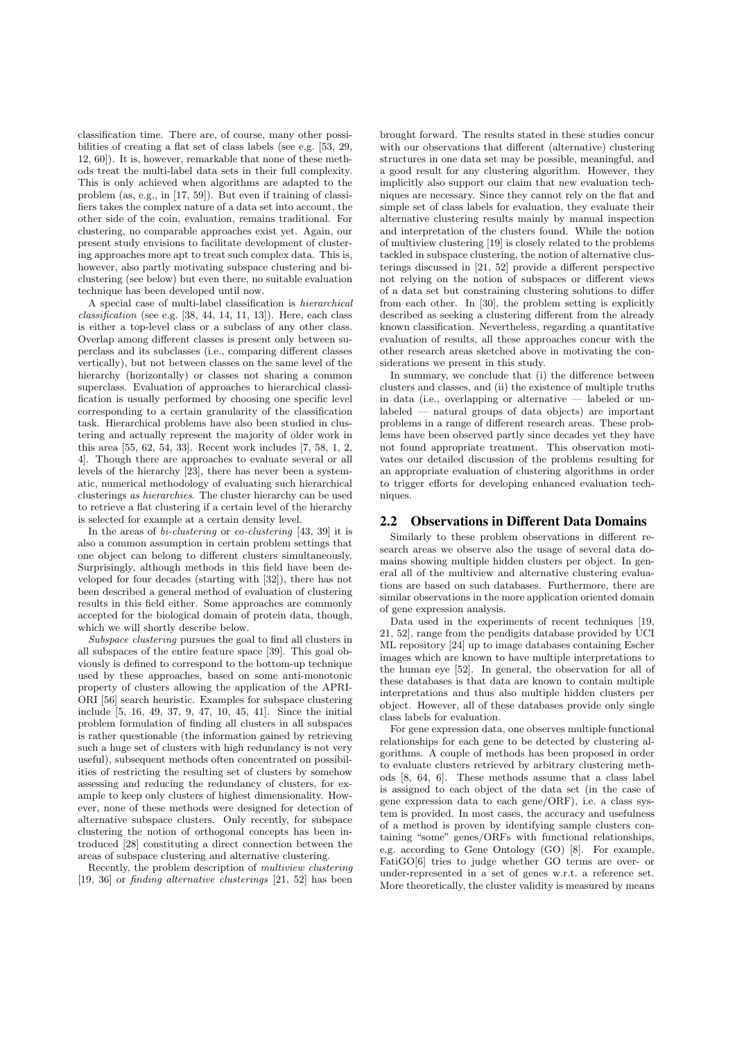classification time. There are, of course, many other possibilities of creating a flat set of class labels (see e.g. [53, 29, 12, 60]). It is, however, remarkable that none of these methods treat the multi-label data sets in their full complexity. This is only achieved when algorithms are adapted to the problem (as, e.g., in [17, 59]). But even if training of classifiers takes the complex nature of a data set into account, the other side of the coin, evaluation, remains traditional. For clustering, no comparable approaches exist yet. Again, our present study envisions to facilitate development of clustering approaches more apt to treat such complex data. This is, however, also partly motivating subspace clustering and biclustering (see below) but even there, no suitable evaluation technique has been developed until now.

A special case of multi-label classification is *hierarchical classification* (see e.g. [38, 44, 14, 11, 13]). Here, each class is either a top-level class or a subclass of any other class. Overlap among different classes is present only between superclass and its subclasses (i.e., comparing different classes vertically), but not between classes on the same level of the hierarchy (horizontally) or classes not sharing a common superclass. Evaluation of approaches to hierarchical classification is usually performed by choosing one specific level corresponding to a certain granularity of the classification task. Hierarchical problems have also been studied in clustering and actually represent the majority of older work in this area [55, 62, 54, 33]. Recent work includes [7, 58, 1, 2, 4]. Though there are approaches to evaluate several or all levels of the hierarchy [23], there has never been a systematic, numerical methodology of evaluating such hierarchical clusterings *as hierarchies*. The cluster hierarchy can be used to retrieve a flat clustering if a certain level of the hierarchy is selected for example at a certain density level.

In the areas of *bi-clustering* or *co-clustering* [43, 39] it is also a common assumption in certain problem settings that one object can belong to different clusters simultaneously. Surprisingly, although methods in this field have been developed for four decades (starting with [32]), there has not been described a general method of evaluation of clustering results in this field either. Some approaches are commonly accepted for the biological domain of protein data, though, which we will shortly describe below.

*Subspace clustering* pursues the goal to find all clusters in all subspaces of the entire feature space [39]. This goal obviously is defined to correspond to the bottom-up technique used by these approaches, based on some anti-monotonic property of clusters allowing the application of the APRIORI [56] search heuristic. Examples for subspace clustering include [5, 16, 49, 37, 9, 47, 10, 45, 41]. Since the initial problem formulation of finding all clusters in all subspaces is rather questionable (the information gained by retrieving such a huge set of clusters with high redundancy is not very useful), subsequent methods often concentrated on possibilities of restricting the resulting set of clusters by somehow assessing and reducing the redundancy of clusters, for example to keep only clusters of highest dimensionality. However, none of these methods were designed for detection of alternative subspace clusters. Only recently, for subspace clustering the notion of orthogonal concepts has been introduced [28] constituting a direct connection between the areas of subspace clustering and alternative clustering.

Recently, the problem description of *multiview clustering* [19, 36] or *finding alternative clusterings* [21, 52] has been brought forward. The results stated in these studies concur with our observations that different (alternative) clustering structures in one data set may be possible, meaningful, and a good result for any clustering algorithm. However, they implicitly also support our claim that new evaluation techniques are necessary. Since they cannot rely on the flat and simple set of class labels for evaluation, they evaluate their alternative clustering results mainly by manual inspection and interpretation of the clusters found. While the notion of multiview clustering [19] is closely related to the problems tackled in subspace clustering, the notion of alternative clusterings discussed in [21, 52] provide a different perspective not relying on the notion of subspaces or different views of a data set but constraining clustering solutions to differ from each other. In [30], the problem setting is explicitly described as seeking a clustering different from the already known classification. Nevertheless, regarding a quantitative evaluation of results, all these approaches concur with the other research areas sketched above in motivating the considerations we present in this study.

In summary, we conclude that (i) the difference between clusters and classes, and (ii) the existence of multiple truths in data (i.e., overlapping or alternative — labeled or unlabeled — natural groups of data objects) are important problems in a range of different research areas. These problems have been observed partly since decades yet they have not found appropriate treatment. This observation motivates our detailed discussion of the problems resulting for an appropriate evaluation of clustering algorithms in order to trigger efforts for developing enhanced evaluation techniques.

## 2.2 Observations in Different Data Domains

Similarly to these problem observations in different research areas we observe also the usage of several data domains showing multiple hidden clusters per object. In general all of the multiview and alternative clustering evaluations are based on such databases. Furthermore, there are similar observations in the more application oriented domain of gene expression analysis.

Data used in the experiments of recent techniques [19, 21, 52], range from the pendigits database provided by UCI ML repository [24] up to image databases containing Escher images which are known to have multiple interpretations to the human eye [52]. In general, the observation for all of these databases is that data are known to contain multiple interpretations and thus also multiple hidden clusters per object. However, all of these databases provide only single class labels for evaluation.

For gene expression data, one observes multiple functional relationships for each gene to be detected by clustering algorithms. A couple of methods has been proposed in order to evaluate clusters retrieved by arbitrary clustering methods [8, 64, 6]. These methods assume that a class label is assigned to each object of the data set (in the case of gene expression data to each gene/ORF), i.e. a class system is provided. In most cases, the accuracy and usefulness of a method is proven by identifying sample clusters containing "some" genes/ORFs with functional relationships, e.g. according to Gene Ontology (GO) [8]. For example, FatiGO[6] tries to judge whether GO terms are over- or under-represented in a set of genes w.r.t. a reference set. More theoretically, the cluster validity is measured by means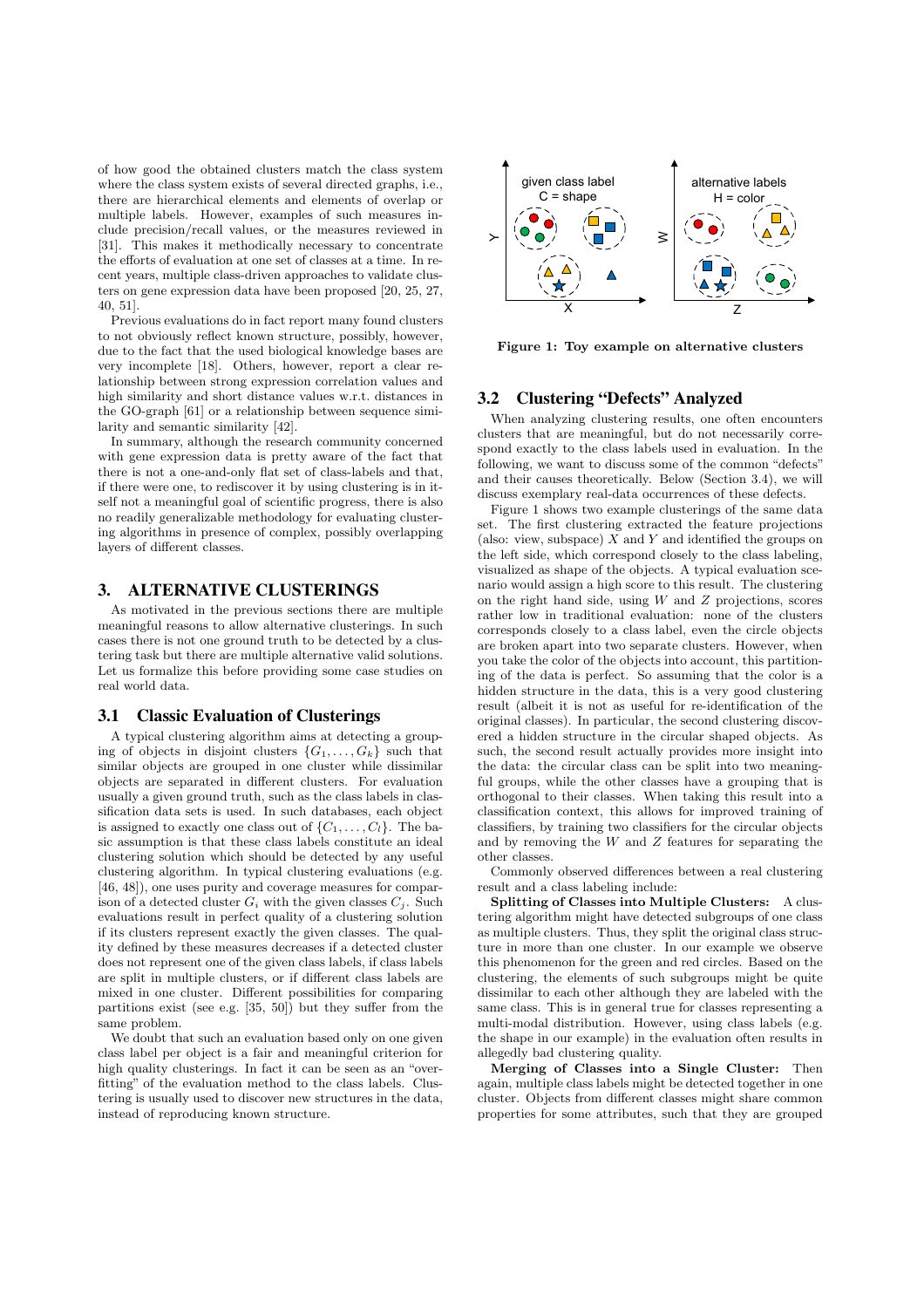of how good the obtained clusters match the class system where the class system exists of several directed graphs, i.e., there are hierarchical elements and elements of overlap or multiple labels. However, examples of such measures include precision/recall values, or the measures reviewed in [31]. This makes it methodically necessary to concentrate the efforts of evaluation at one set of classes at a time. In recent years, multiple class-driven approaches to validate clusters on gene expression data have been proposed [20, 25, 27, 40, 51].

Previous evaluations do in fact report many found clusters to not obviously reflect known structure, possibly, however, due to the fact that the used biological knowledge bases are very incomplete [18]. Others, however, report a clear relationship between strong expression correlation values and high similarity and short distance values w.r.t. distances in the GO-graph [61] or a relationship between sequence similarity and semantic similarity [42].

In summary, although the research community concerned with gene expression data is pretty aware of the fact that there is not a one-and-only flat set of class-labels and that, if there were one, to rediscover it by using clustering is in itself not a meaningful goal of scientific progress, there is also no readily generalizable methodology for evaluating clustering algorithms in presence of complex, possibly overlapping layers of different classes.

# 3. ALTERNATIVE CLUSTERINGS

As motivated in the previous sections there are multiple meaningful reasons to allow alternative clusterings. In such cases there is not one ground truth to be detected by a clustering task but there are multiple alternative valid solutions. Let us formalize this before providing some case studies on real world data.

## 3.1 Classic Evaluation of Clusterings

A typical clustering algorithm aims at detecting a grouping of objects in disjoint clusters $\{G_1, \dots, G_k\}$ such that similar objects are grouped in one cluster while dissimilar objects are separated in different clusters. For evaluation usually a given ground truth, such as the class labels in classification data sets is used. In such databases, each object is assigned to exactly one class out of $\{C_1, \dots, C_l\}$. The basic assumption is that these class labels constitute an ideal clustering solution which should be detected by any useful clustering algorithm. In typical clustering evaluations (e.g. [46, 48]), one uses purity and coverage measures for comparison of a detected cluster $G_i$ with the given classes $C_j$. Such evaluations result in perfect quality of a clustering solution if its clusters represent exactly the given classes. The quality defined by these measures decreases if a detected cluster does not represent one of the given class labels, if class labels are split in multiple clusters, or if different class labels are mixed in one cluster. Different possibilities for comparing partitions exist (see e.g. [35, 50]) but they suffer from the same problem.

We doubt that such an evaluation based only on one given class label per object is a fair and meaningful criterion for high quality clusterings. In fact it can be seen as an "overfitting" of the evaluation method to the class labels. Clustering is usually used to discover new structures in the data, instead of reproducing known structure.

**Figure 1: Toy example on alternative clusters**

## 3.2 Clustering "Defects" Analyzed

When analyzing clustering results, one often encounters clusters that are meaningful, but do not necessarily correspond exactly to the class labels used in evaluation. In the following, we want to discuss some of the common "defects" and their causes theoretically. Below (Section 3.4), we will discuss exemplary real-data occurrences of these defects.

Figure 1 shows two example clusterings of the same data set. The first clustering extracted the feature projections (also: view, subspace) $X$ and $Y$ and identified the groups on the left side, which correspond closely to the class labeling, visualized as shape of the objects. A typical evaluation scenario would assign a high score to this result. The clustering on the right hand side, using $W$ and $Z$ projections, scores rather low in traditional evaluation: none of the clusters corresponds closely to a class label, even the circle objects are broken apart into two separate clusters. However, when you take the color of the objects into account, this partitioning of the data is perfect. So assuming that the color is a hidden structure in the data, this is a very good clustering result (albeit it is not as useful for re-identification of the original classes). In particular, the second clustering discovered a hidden structure in the circular shaped objects. As such, the second result actually provides more insight into the data: the circular class can be split into two meaningful groups, while the other classes have a grouping that is orthogonal to their classes. When taking this result into a classification context, this allows for improved training of classifiers, by training two classifiers for the circular objects and by removing the $W$ and $Z$ features for separating the other classes.

Commonly observed differences between a real clustering result and a class labeling include:

**Splitting of Classes into Multiple Clusters:** A clustering algorithm might have detected subgroups of one class as multiple clusters. Thus, they split the original class structure in more than one cluster. In our example we observe this phenomenon for the green and red circles. Based on the clustering, the elements of such subgroups might be quite dissimilar to each other although they are labeled with the same class. This is in general true for classes representing a multi-modal distribution. However, using class labels (e.g. the shape in our example) in the evaluation often results in allegedly bad clustering quality.

**Merging of Classes into a Single Cluster:** Then again, multiple class labels might be detected together in one cluster. Objects from different classes might share common properties for some attributes, such that they are grouped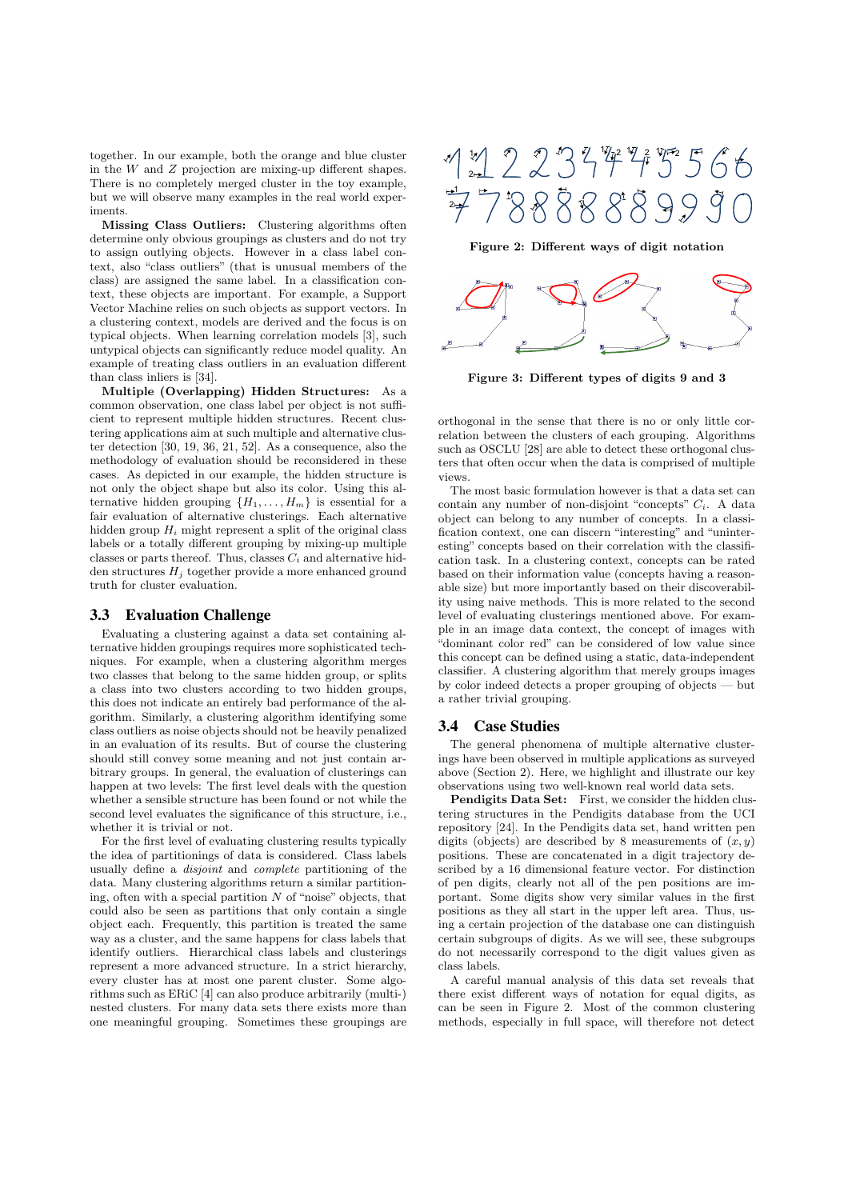together. In our example, both the orange and blue cluster in the $W$ and $Z$ projection are mixing-up different shapes. There is no completely merged cluster in the toy example, but we will observe many examples in the real world experiments.

**Missing Class Outliers:** Clustering algorithms often determine only obvious groupings as clusters and do not try to assign outlying objects. However in a class label context, also "class outliers" (that is unusual members of the class) are assigned the same label. In a classification context, these objects are important. For example, a Support Vector Machine relies on such objects as support vectors. In a clustering context, models are derived and the focus is on typical objects. When learning correlation models [3], such untypical objects can significantly reduce model quality. An example of treating class outliers in an evaluation different than class inliers is [34].

**Multiple (Overlapping) Hidden Structures:** As a common observation, one class label per object is not sufficient to represent multiple hidden structures. Recent clustering applications aim at such multiple and alternative cluster detection [30, 19, 36, 21, 52]. As a consequence, also the methodology of evaluation should be reconsidered in these cases. As depicted in our example, the hidden structure is not only the object shape but also its color. Using this alternative hidden grouping $\{H_1, \ldots, H_m\}$ is essential for a fair evaluation of alternative clusterings. Each alternative hidden group $H_i$ might represent a split of the original class labels or a totally different grouping by mixing-up multiple classes or parts thereof. Thus, classes $C_i$ and alternative hidden structures $H_j$ together provide a more enhanced ground truth for cluster evaluation.

## 3.3 Evaluation Challenge

Evaluating a clustering against a data set containing alternative hidden groupings requires more sophisticated techniques. For example, when a clustering algorithm merges two classes that belong to the same hidden group, or splits a class into two clusters according to two hidden groups, this does not indicate an entirely bad performance of the algorithm. Similarly, a clustering algorithm identifying some class outliers as noise objects should not be heavily penalized in an evaluation of its results. But of course the clustering should still convey some meaning and not just contain arbitrary groups. In general, the evaluation of clusterings can happen at two levels: The first level deals with the question whether a sensible structure has been found or not while the second level evaluates the significance of this structure, i.e., whether it is trivial or not.

For the first level of evaluating clustering results typically the idea of partitionings of data is considered. Class labels usually define a *disjoint* and *complete* partitioning of the data. Many clustering algorithms return a similar partitioning, often with a special partition $N$ of "noise" objects, that could also be seen as partitions that only contain a single object each. Frequently, this partition is treated the same way as a cluster, and the same happens for class labels that identify outliers. Hierarchical class labels and clusterings represent a more advanced structure. In a strict hierarchy, every cluster has at most one parent cluster. Some algorithms such as ERiC [4] can also produce arbitrarily (multi-) nested clusters. For many data sets there exists more than one meaningful grouping. Sometimes these groupings are orthogonal in the sense that there is no or only little correlation between the clusters of each grouping. Algorithms such as OSCLU [28] are able to detect these orthogonal clusters that often occur when the data is comprised of multiple views.

Figure 2: Different ways of digit notation

Figure 3: Different types of digits 9 and 3

The most basic formulation however is that a data set can contain any number of non-disjoint "concepts" $C_i$. A data object can belong to any number of concepts. In a classification context, one can discern "interesting" and "uninteresting" concepts based on their correlation with the classification task. In a clustering context, concepts can be rated based on their information value (concepts having a reasonable size) but more importantly based on their discoverability using naive methods. This is more related to the second level of evaluating clusterings mentioned above. For example in an image data context, the concept of images with "dominant color red" can be considered of low value since this concept can be defined using a static, data-independent classifier. A clustering algorithm that merely groups images by color indeed detects a proper grouping of objects — but a rather trivial grouping.

## 3.4 Case Studies

The general phenomena of multiple alternative clusterings have been observed in multiple applications as surveyed above (Section 2). Here, we highlight and illustrate our key observations using two well-known real world data sets.

**Pendigits Data Set:** First, we consider the hidden clustering structures in the Pendigits database from the UCI repository [24]. In the Pendigits data set, hand written pen digits (objects) are described by 8 measurements of $(x, y)$ positions. These are concatenated in a digit trajectory described by a 16 dimensional feature vector. For distinction of pen digits, clearly not all of the pen positions are important. Some digits show very similar values in the first positions as they all start in the upper left area. Thus, using a certain projection of the database one can distinguish certain subgroups of digits. As we will see, these subgroups do not necessarily correspond to the digit values given as class labels.

A careful manual analysis of this data set reveals that there exist different ways of notation for equal digits, as can be seen in Figure 2. Most of the common clustering methods, especially in full space, will therefore not detect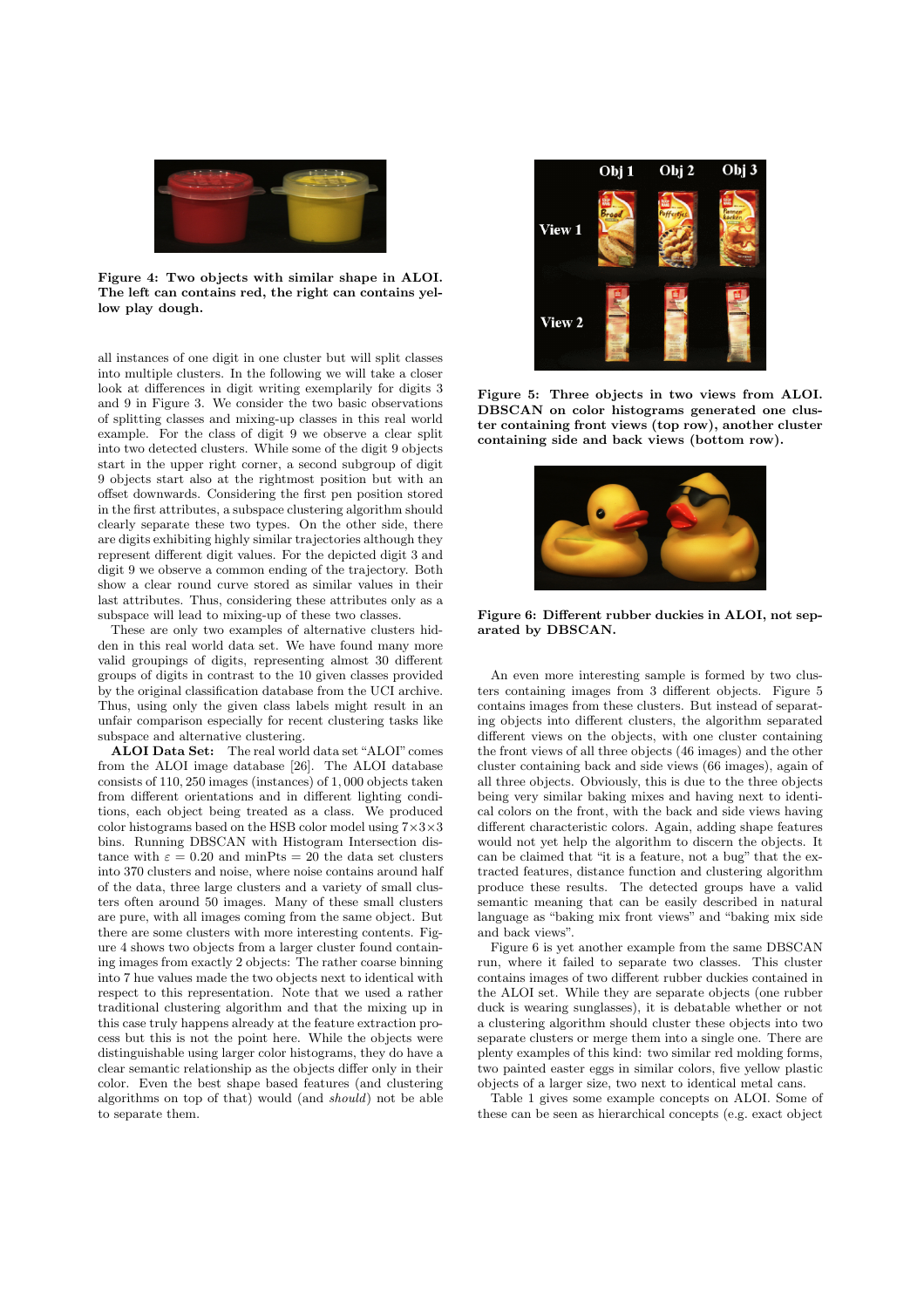**Figure 4: Two objects with similar shape in ALOI. The left can contains red, the right can contains yellow play dough.**

all instances of one digit in one cluster but will split classes into multiple clusters. In the following we will take a closer look at differences in digit writing exemplarily for digits 3 and 9 in Figure 3. We consider the two basic observations of splitting classes and mixing-up classes in this real world example. For the class of digit 9 we observe a clear split into two detected clusters. While some of the digit 9 objects start in the upper right corner, a second subgroup of digit 9 objects start also at the rightmost position but with an offset downwards. Considering the first pen position stored in the first attributes, a subspace clustering algorithm should clearly separate these two types. On the other side, there are digits exhibiting highly similar trajectories although they represent different digit values. For the depicted digit 3 and digit 9 we observe a common ending of the trajectory. Both show a clear round curve stored as similar values in their last attributes. Thus, considering these attributes only as a subspace will lead to mixing-up of these two classes.

These are only two examples of alternative clusters hidden in this real world data set. We have found many more valid groupings of digits, representing almost 30 different groups of digits in contrast to the 10 given classes provided by the original classification database from the UCI archive. Thus, using only the given class labels might result in an unfair comparison especially for recent clustering tasks like subspace and alternative clustering.

**ALOI Data Set:** The real world data set "ALOI" comes from the ALOI image database [26]. The ALOI database consists of 110,250 images (instances) of 1,000 objects taken from different orientations and in different lighting conditions, each object being treated as a class. We produced color histograms based on the HSB color model using $7 \times 3 \times 3$ bins. Running DBSCAN with Histogram Intersection distance with $\varepsilon = 0.20$ and minPts $= 20$ the data set clusters into 370 clusters and noise, where noise contains around half of the data, three large clusters and a variety of small clusters often around 50 images. Many of these small clusters are pure, with all images coming from the same object. But there are some clusters with more interesting contents. Figure 4 shows two objects from a larger cluster found containing images from exactly 2 objects: The rather coarse binning into 7 hue values made the two objects next to identical with respect to this representation. Note that we used a rather traditional clustering algorithm and that the mixing up in this case truly happens already at the feature extraction process but this is not the point here. While the objects were distinguishable using larger color histograms, they do have a clear semantic relationship as the objects differ only in their color. Even the best shape based features (and clustering algorithms on top of that) would (and *should*) not be able to separate them.

**Figure 5: Three objects in two views from ALOI. DBSCAN on color histograms generated one cluster containing front views (top row), another cluster containing side and back views (bottom row).**

**Figure 6: Different rubber duckies in ALOI, not separated by DBSCAN.**

An even more interesting sample is formed by two clusters containing images from 3 different objects. Figure 5 contains images from these clusters. But instead of separating objects into different clusters, the algorithm separated different views on the objects, with one cluster containing the front views of all three objects (46 images) and the other cluster containing back and side views (66 images), again of all three objects. Obviously, this is due to the three objects being very similar baking mixes and having next to identical colors on the front, with the back and side views having different characteristic colors. Again, adding shape features would not yet help the algorithm to discern the objects. It can be claimed that "it is a feature, not a bug" that the extracted features, distance function and clustering algorithm produce these results. The detected groups have a valid semantic meaning that can be easily described in natural language as "baking mix front views" and "baking mix side and back views".

Figure 6 is yet another example from the same DBSCAN run, where it failed to separate two classes. This cluster contains images of two different rubber duckies contained in the ALOI set. While they are separate objects (one rubber duck is wearing sunglasses), it is debatable whether or not a clustering algorithm should cluster these objects into two separate clusters or merge them into a single one. There are plenty examples of this kind: two similar red molding forms, two painted easter eggs in similar colors, five yellow plastic objects of a larger size, two next to identical metal cans.

Table 1 gives some example concepts on ALOI. Some of these can be seen as hierarchical concepts (e.g. exact object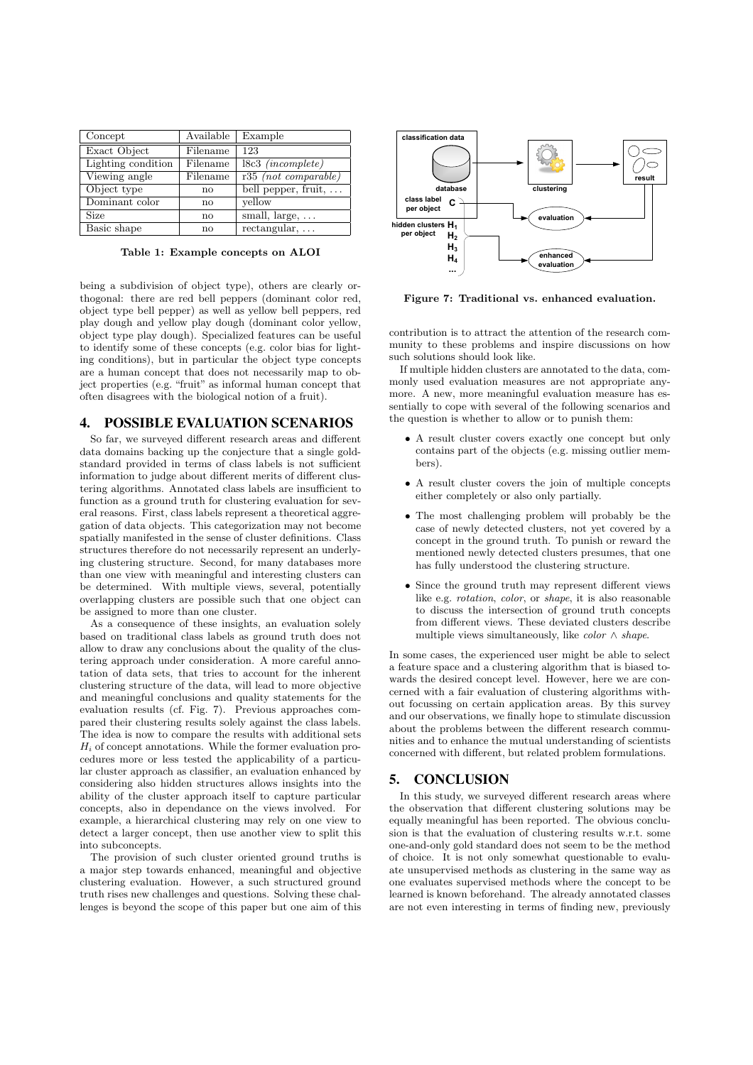| Concept | Available | Example |
|---|---|---|
| Exact Object | Filename | 123 |
| Lighting condition | Filename | l8c3 *(incomplete)* |
| Viewing angle | Filename | r35 *(not comparable)* |
| Object type | no | bell pepper, fruit, … |
| Dominant color | no | yellow |
| Size | no | small, large, … |
| Basic shape | no | rectangular, … |

**Table 1: Example concepts on ALOI**

being a subdivision of object type), others are clearly orthogonal: there are red bell peppers (dominant color red, object type bell pepper) as well as yellow bell peppers, red play dough and yellow play dough (dominant color yellow, object type play dough). Specialized features can be useful to identify some of these concepts (e.g. color bias for lighting conditions), but in particular the object type concepts are a human concept that does not necessarily map to object properties (e.g. "fruit" as informal human concept that often disagrees with the biological notion of a fruit).

## 4. POSSIBLE EVALUATION SCENARIOS

So far, we surveyed different research areas and different data domains backing up the conjecture that a single gold-standard provided in terms of class labels is not sufficient information to judge about different merits of different clustering algorithms. Annotated class labels are insufficient to function as a ground truth for clustering evaluation for several reasons. First, class labels represent a theoretical aggregation of data objects. This categorization may not become spatially manifested in the sense of cluster definitions. Class structures therefore do not necessarily represent an underlying clustering structure. Second, for many databases more than one view with meaningful and interesting clusters can be determined. With multiple views, several, potentially overlapping clusters are possible such that one object can be assigned to more than one cluster.

As a consequence of these insights, an evaluation solely based on traditional class labels as ground truth does not allow to draw any conclusions about the quality of the clustering approach under consideration. A more careful annotation of data sets, that tries to account for the inherent clustering structure of the data, will lead to more objective and meaningful conclusions and quality statements for the evaluation results (cf. Fig. 7). Previous approaches compared their clustering results solely against the class labels. The idea is now to compare the results with additional sets $H_i$ of concept annotations. While the former evaluation procedures more or less tested the applicability of a particular cluster approach as classifier, an evaluation enhanced by considering also hidden structures allows insights into the ability of the cluster approach itself to capture particular concepts, also in dependance on the views involved. For example, a hierarchical clustering may rely on one view to detect a larger concept, then use another view to split this into subconcepts.

The provision of such cluster oriented ground truths is a major step towards enhanced, meaningful and objective clustering evaluation. However, a such structured ground truth rises new challenges and questions. Solving these challenges is beyond the scope of this paper but one aim of this

**Figure 7: Traditional vs. enhanced evaluation.**

contribution is to attract the attention of the research community to these problems and inspire discussions on how such solutions should look like.

If multiple hidden clusters are annotated to the data, commonly used evaluation measures are not appropriate anymore. A new, more meaningful evaluation measure has essentially to cope with several of the following scenarios and the question is whether to allow or to punish them:

- A result cluster covers exactly one concept but only contains part of the objects (e.g. missing outlier members).
- A result cluster covers the join of multiple concepts either completely or also only partially.
- The most challenging problem will probably be the case of newly detected clusters, not yet covered by a concept in the ground truth. To punish or reward the mentioned newly detected clusters presumes, that one has fully understood the clustering structure.
- Since the ground truth may represent different views like e.g. *rotation*, *color*, or *shape*, it is also reasonable to discuss the intersection of ground truth concepts from different views. These deviated clusters describe multiple views simultaneously, like *color* $\wedge$ *shape*.

In some cases, the experienced user might be able to select a feature space and a clustering algorithm that is biased towards the desired concept level. However, here we are concerned with a fair evaluation of clustering algorithms without focussing on certain application areas. By this survey and our observations, we finally hope to stimulate discussion about the problems between the different research communities and to enhance the mutual understanding of scientists concerned with different, but related problem formulations.

## 5. CONCLUSION

In this study, we surveyed different research areas where the observation that different clustering solutions may be equally meaningful has been reported. The obvious conclusion is that the evaluation of clustering results w.r.t. some one-and-only gold standard does not seem to be the method of choice. It is not only somewhat questionable to evaluate unsupervised methods as clustering in the same way as one evaluates supervised methods where the concept to be learned is known beforehand. The already annotated classes are not even interesting in terms of finding new, previously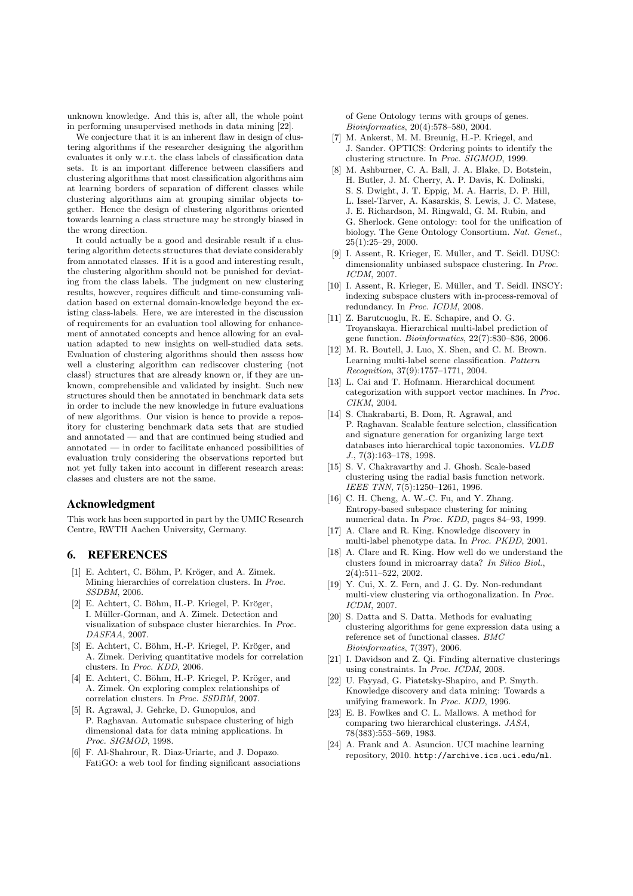unknown knowledge. And this is, after all, the whole point in performing unsupervised methods in data mining [22].

We conjecture that it is an inherent flaw in design of clustering algorithms if the researcher designing the algorithm evaluates it only w.r.t. the class labels of classification data sets. It is an important difference between classifiers and clustering algorithms that most classification algorithms aim at learning borders of separation of different classes while clustering algorithms aim at grouping similar objects together. Hence the design of clustering algorithms oriented towards learning a class structure may be strongly biased in the wrong direction.

It could actually be a good and desirable result if a clustering algorithm detects structures that deviate considerably from annotated classes. If it is a good and interesting result, the clustering algorithm should not be punished for deviating from the class labels. The judgment on new clustering results, however, requires difficult and time-consuming validation based on external domain-knowledge beyond the existing class-labels. Here, we are interested in the discussion of requirements for an evaluation tool allowing for enhancement of annotated concepts and hence allowing for an evaluation adapted to new insights on well-studied data sets. Evaluation of clustering algorithms should then assess how well a clustering algorithm can rediscover clustering (not class!) structures that are already known or, if they are unknown, comprehensible and validated by insight. Such new structures should then be annotated in benchmark data sets in order to include the new knowledge in future evaluations of new algorithms. Our vision is hence to provide a repository for clustering benchmark data sets that are studied and annotated — and that are continued being studied and annotated — in order to facilitate enhanced possibilities of evaluation truly considering the observations reported but not yet fully taken into account in different research areas: classes and clusters are not the same.

## Acknowledgment

This work has been supported in part by the UMIC Research Centre, RWTH Aachen University, Germany.

## 6. REFERENCES

[1] E. Achtert, C. Böhm, P. Kröger, and A. Zimek. Mining hierarchies of correlation clusters. In *Proc. SSDBM*, 2006.

[2] E. Achtert, C. Böhm, H.-P. Kriegel, P. Kröger, I. Müller-Gorman, and A. Zimek. Detection and visualization of subspace cluster hierarchies. In *Proc. DASFAA*, 2007.

[3] E. Achtert, C. Böhm, H.-P. Kriegel, P. Kröger, and A. Zimek. Deriving quantitative models for correlation clusters. In *Proc. KDD*, 2006.

[4] E. Achtert, C. Böhm, H.-P. Kriegel, P. Kröger, and A. Zimek. On exploring complex relationships of correlation clusters. In *Proc. SSDBM*, 2007.

[5] R. Agrawal, J. Gehrke, D. Gunopulos, and P. Raghavan. Automatic subspace clustering of high dimensional data for data mining applications. In *Proc. SIGMOD*, 1998.

[6] F. Al-Shahrour, R. Diaz-Uriarte, and J. Dopazo. FatiGO: a web tool for finding significant associations of Gene Ontology terms with groups of genes. *Bioinformatics*, 20(4):578–580, 2004.

[7] M. Ankerst, M. M. Breunig, H.-P. Kriegel, and J. Sander. OPTICS: Ordering points to identify the clustering structure. In *Proc. SIGMOD*, 1999.

[8] M. Ashburner, C. A. Ball, J. A. Blake, D. Botstein, H. Butler, J. M. Cherry, A. P. Davis, K. Dolinski, S. S. Dwight, J. T. Eppig, M. A. Harris, D. P. Hill, L. Issel-Tarver, A. Kasarskis, S. Lewis, J. C. Matese, J. E. Richardson, M. Ringwald, G. M. Rubin, and G. Sherlock. Gene ontology: tool for the unification of biology. The Gene Ontology Consortium. *Nat. Genet.*, 25(1):25–29, 2000.

[9] I. Assent, R. Krieger, E. Müller, and T. Seidl. DUSC: dimensionality unbiased subspace clustering. In *Proc. ICDM*, 2007.

[10] I. Assent, R. Krieger, E. Müller, and T. Seidl. INSCY: indexing subspace clusters with in-process-removal of redundancy. In *Proc. ICDM*, 2008.

[11] Z. Barutcuoglu, R. E. Schapire, and O. G. Troyanskaya. Hierarchical multi-label prediction of gene function. *Bioinformatics*, 22(7):830–836, 2006.

[12] M. R. Boutell, J. Luo, X. Shen, and C. M. Brown. Learning multi-label scene classification. *Pattern Recognition*, 37(9):1757–1771, 2004.

[13] L. Cai and T. Hofmann. Hierarchical document categorization with support vector machines. In *Proc. CIKM*, 2004.

[14] S. Chakrabarti, B. Dom, R. Agrawal, and P. Raghavan. Scalable feature selection, classification and signature generation for organizing large text databases into hierarchical topic taxonomies. *VLDB J.*, 7(3):163–178, 1998.

[15] S. V. Chakravarthy and J. Ghosh. Scale-based clustering using the radial basis function network. *IEEE TNN*, 7(5):1250–1261, 1996.

[16] C. H. Cheng, A. W.-C. Fu, and Y. Zhang. Entropy-based subspace clustering for mining numerical data. In *Proc. KDD*, pages 84–93, 1999.

[17] A. Clare and R. King. Knowledge discovery in multi-label phenotype data. In *Proc. PKDD*, 2001.

[18] A. Clare and R. King. How well do we understand the clusters found in microarray data? *In Silico Biol.*, 2(4):511–522, 2002.

[19] Y. Cui, X. Z. Fern, and J. G. Dy. Non-redundant multi-view clustering via orthogonalization. In *Proc. ICDM*, 2007.

[20] S. Datta and S. Datta. Methods for evaluating clustering algorithms for gene expression data using a reference set of functional classes. *BMC Bioinformatics*, 7(397), 2006.

[21] I. Davidson and Z. Qi. Finding alternative clusterings using constraints. In *Proc. ICDM*, 2008.

[22] U. Fayyad, G. Piatetsky-Shapiro, and P. Smyth. Knowledge discovery and data mining: Towards a unifying framework. In *Proc. KDD*, 1996.

[23] E. B. Fowlkes and C. L. Mallows. A method for comparing two hierarchical clusterings. *JASA*, 78(383):553–569, 1983.

[24] A. Frank and A. Asuncion. UCI machine learning repository, 2010. `http://archive.ics.uci.edu/ml`.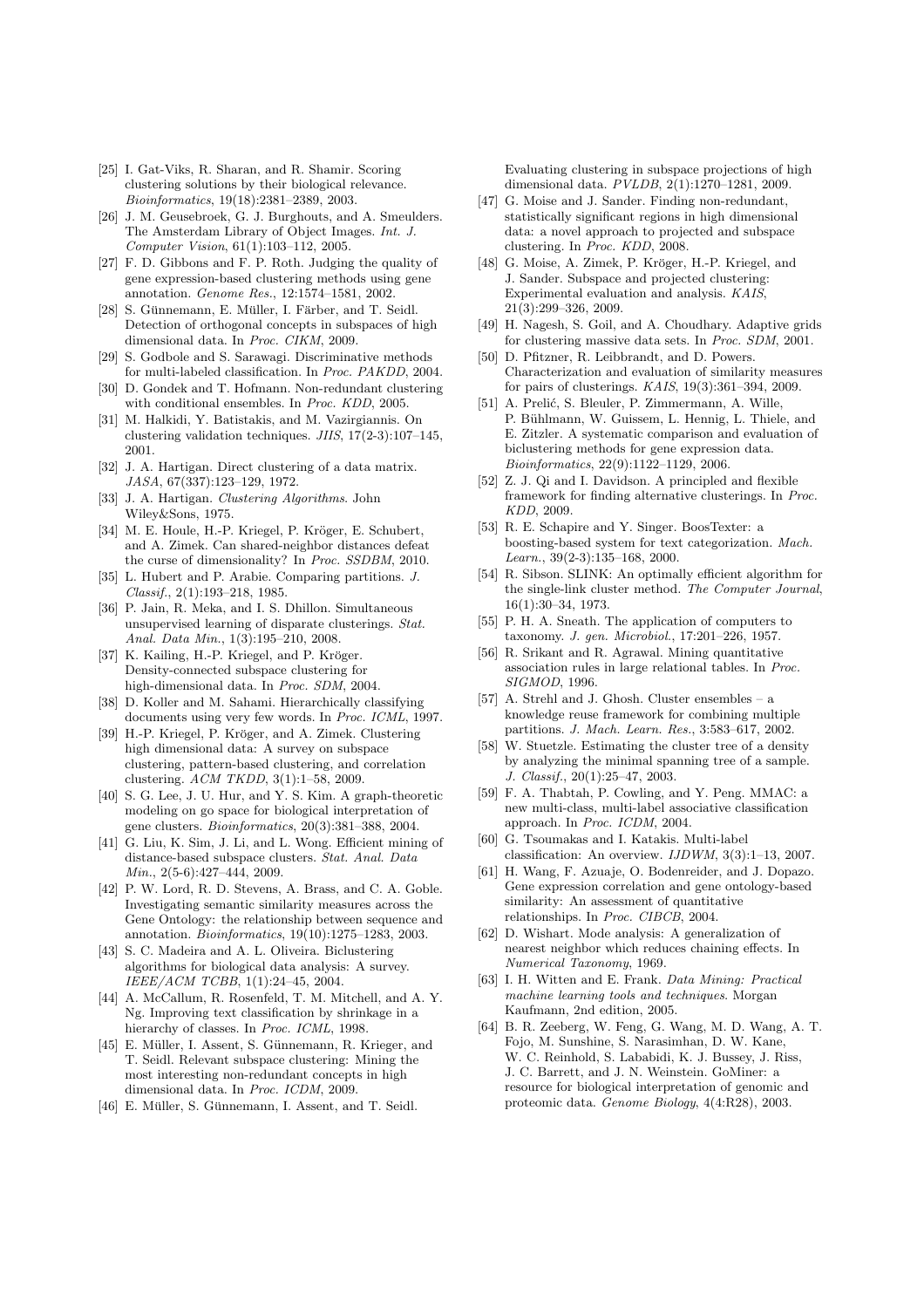[25] I. Gat-Viks, R. Sharan, and R. Shamir. Scoring clustering solutions by their biological relevance. *Bioinformatics*, 19(18):2381–2389, 2003.

[26] J. M. Geusebroek, G. J. Burghouts, and A. Smeulders. The Amsterdam Library of Object Images. *Int. J. Computer Vision*, 61(1):103–112, 2005.

[27] F. D. Gibbons and F. P. Roth. Judging the quality of gene expression-based clustering methods using gene annotation. *Genome Res.*, 12:1574–1581, 2002.

[28] S. Günnemann, E. Müller, I. Färber, and T. Seidl. Detection of orthogonal concepts in subspaces of high dimensional data. In *Proc. CIKM*, 2009.

[29] S. Godbole and S. Sarawagi. Discriminative methods for multi-labeled classification. In *Proc. PAKDD*, 2004.

[30] D. Gondek and T. Hofmann. Non-redundant clustering with conditional ensembles. In *Proc. KDD*, 2005.

[31] M. Halkidi, Y. Batistakis, and M. Vazirgiannis. On clustering validation techniques. *JIIS*, 17(2-3):107–145, 2001.

[32] J. A. Hartigan. Direct clustering of a data matrix. *JASA*, 67(337):123–129, 1972.

[33] J. A. Hartigan. *Clustering Algorithms*. John Wiley&Sons, 1975.

[34] M. E. Houle, H.-P. Kriegel, P. Kröger, E. Schubert, and A. Zimek. Can shared-neighbor distances defeat the curse of dimensionality? In *Proc. SSDBM*, 2010.

[35] L. Hubert and P. Arabie. Comparing partitions. *J. Classif.*, 2(1):193–218, 1985.

[36] P. Jain, R. Meka, and I. S. Dhillon. Simultaneous unsupervised learning of disparate clusterings. *Stat. Anal. Data Min.*, 1(3):195–210, 2008.

[37] K. Kailing, H.-P. Kriegel, and P. Kröger. Density-connected subspace clustering for high-dimensional data. In *Proc. SDM*, 2004.

[38] D. Koller and M. Sahami. Hierarchically classifying documents using very few words. In *Proc. ICML*, 1997.

[39] H.-P. Kriegel, P. Kröger, and A. Zimek. Clustering high dimensional data: A survey on subspace clustering, pattern-based clustering, and correlation clustering. *ACM TKDD*, 3(1):1–58, 2009.

[40] S. G. Lee, J. U. Hur, and Y. S. Kim. A graph-theoretic modeling on go space for biological interpretation of gene clusters. *Bioinformatics*, 20(3):381–388, 2004.

[41] G. Liu, K. Sim, J. Li, and L. Wong. Efficient mining of distance-based subspace clusters. *Stat. Anal. Data Min.*, 2(5-6):427–444, 2009.

[42] P. W. Lord, R. D. Stevens, A. Brass, and C. A. Goble. Investigating semantic similarity measures across the Gene Ontology: the relationship between sequence and annotation. *Bioinformatics*, 19(10):1275–1283, 2003.

[43] S. C. Madeira and A. L. Oliveira. Biclustering algorithms for biological data analysis: A survey. *IEEE/ACM TCBB*, 1(1):24–45, 2004.

[44] A. McCallum, R. Rosenfeld, T. M. Mitchell, and A. Y. Ng. Improving text classification by shrinkage in a hierarchy of classes. In *Proc. ICML*, 1998.

[45] E. Müller, I. Assent, S. Günnemann, R. Krieger, and T. Seidl. Relevant subspace clustering: Mining the most interesting non-redundant concepts in high dimensional data. In *Proc. ICDM*, 2009.

[46] E. Müller, S. Günnemann, I. Assent, and T. Seidl. Evaluating clustering in subspace projections of high dimensional data. *PVLDB*, 2(1):1270–1281, 2009.

[47] G. Moise and J. Sander. Finding non-redundant, statistically significant regions in high dimensional data: a novel approach to projected and subspace clustering. In *Proc. KDD*, 2008.

[48] G. Moise, A. Zimek, P. Kröger, H.-P. Kriegel, and J. Sander. Subspace and projected clustering: Experimental evaluation and analysis. *KAIS*, 21(3):299–326, 2009.

[49] H. Nagesh, S. Goil, and A. Choudhary. Adaptive grids for clustering massive data sets. In *Proc. SDM*, 2001.

[50] D. Pfitzner, R. Leibbrandt, and D. Powers. Characterization and evaluation of similarity measures for pairs of clusterings. *KAIS*, 19(3):361–394, 2009.

[51] A. Prelić, S. Bleuler, P. Zimmermann, A. Wille, P. Bühlmann, W. Guissem, L. Hennig, L. Thiele, and E. Zitzler. A systematic comparison and evaluation of biclustering methods for gene expression data. *Bioinformatics*, 22(9):1122–1129, 2006.

[52] Z. J. Qi and I. Davidson. A principled and flexible framework for finding alternative clusterings. In *Proc. KDD*, 2009.

[53] R. E. Schapire and Y. Singer. BoosTexter: a boosting-based system for text categorization. *Mach. Learn.*, 39(2-3):135–168, 2000.

[54] R. Sibson. SLINK: An optimally efficient algorithm for the single-link cluster method. *The Computer Journal*, 16(1):30–34, 1973.

[55] P. H. A. Sneath. The application of computers to taxonomy. *J. gen. Microbiol.*, 17:201–226, 1957.

[56] R. Srikant and R. Agrawal. Mining quantitative association rules in large relational tables. In *Proc. SIGMOD*, 1996.

[57] A. Strehl and J. Ghosh. Cluster ensembles – a knowledge reuse framework for combining multiple partitions. *J. Mach. Learn. Res.*, 3:583–617, 2002.

[58] W. Stuetzle. Estimating the cluster tree of a density by analyzing the minimal spanning tree of a sample. *J. Classif.*, 20(1):25–47, 2003.

[59] F. A. Thabtah, P. Cowling, and Y. Peng. MMAC: a new multi-class, multi-label associative classification approach. In *Proc. ICDM*, 2004.

[60] G. Tsoumakas and I. Katakis. Multi-label classification: An overview. *IJDWM*, 3(3):1–13, 2007.

[61] H. Wang, F. Azuaje, O. Bodenreider, and J. Dopazo. Gene expression correlation and gene ontology-based similarity: An assessment of quantitative relationships. In *Proc. CIBCB*, 2004.

[62] D. Wishart. Mode analysis: A generalization of nearest neighbor which reduces chaining effects. In *Numerical Taxonomy*, 1969.

[63] I. H. Witten and E. Frank. *Data Mining: Practical machine learning tools and techniques*. Morgan Kaufmann, 2nd edition, 2005.

[64] B. R. Zeeberg, W. Feng, G. Wang, M. D. Wang, A. T. Fojo, M. Sunshine, S. Narasimhan, D. W. Kane, W. C. Reinhold, S. Lababidi, K. J. Bussey, J. Riss, J. C. Barrett, and J. N. Weinstein. GoMiner: a resource for biological interpretation of genomic and proteomic data. *Genome Biology*, 4(4:R28), 2003.